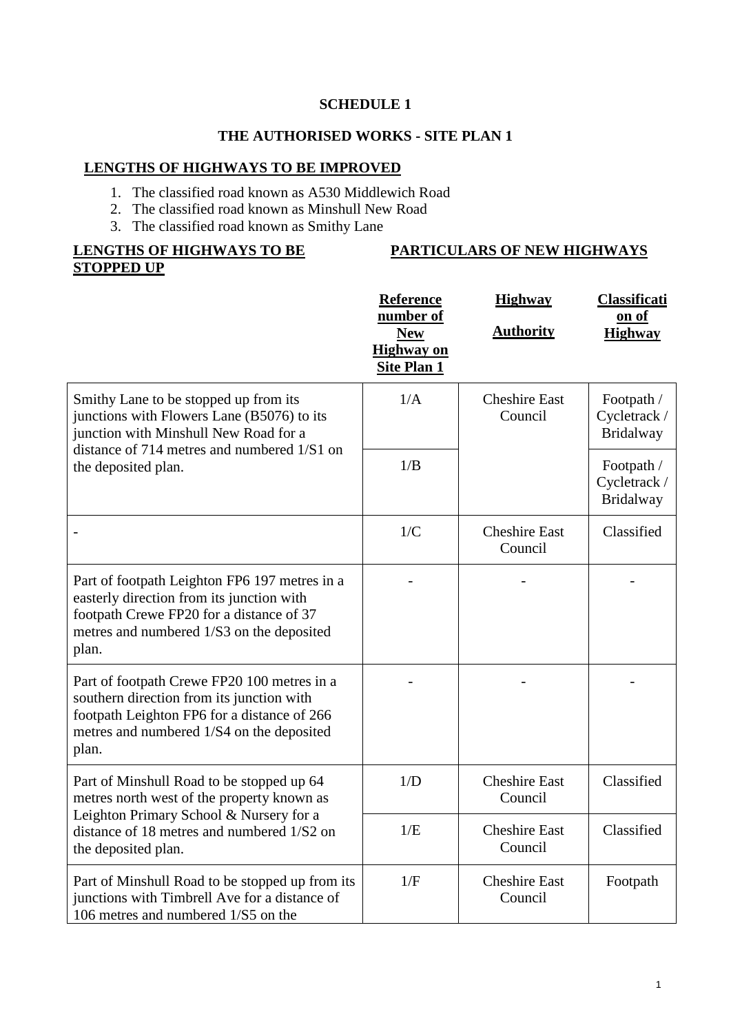# SCHEDULE 1

## THE AUTHORISED WORKS - SITE PLAN 1

**LENGTHS OF HIGHWAYS TO BE IMPROVED**

1. The classified road known as A530 Middlewich Road
2. The classified road known as Minshull New Road
3. The classified road known as Smithy Lane

| **LENGTHS OF HIGHWAYS TO BE STOPPED UP** | **PARTICULARS OF NEW HIGHWAYS** | | |
|---|---|---|---|
| | **Reference number of New Highway on Site Plan 1** | **Highway Authority** | **Classification of Highway** |
| Smithy Lane to be stopped up from its junctions with Flowers Lane (B5076) to its junction with Minshull New Road for a distance of 714 metres and numbered 1/S1 on the deposited plan. | 1/A | Cheshire East Council | Footpath / Cycletrack / Bridalway |
| | 1/B | | Footpath / Cycletrack / Bridalway |
| - | 1/C | Cheshire East Council | Classified |
| Part of footpath Leighton FP6 197 metres in a easterly direction from its junction with footpath Crewe FP20 for a distance of 37 metres and numbered 1/S3 on the deposited plan. | - | - | - |
| Part of footpath Crewe FP20 100 metres in a southern direction from its junction with footpath Leighton FP6 for a distance of 266 metres and numbered 1/S4 on the deposited plan. | - | - | - |
| Part of Minshull Road to be stopped up 64 metres north west of the property known as Leighton Primary School & Nursery for a distance of 18 metres and numbered 1/S2 on the deposited plan. | 1/D | Cheshire East Council | Classified |
| | 1/E | Cheshire East Council | Classified |
| Part of Minshull Road to be stopped up from its junctions with Timbrell Ave for a distance of 106 metres and numbered 1/S5 on the | 1/F | Cheshire East Council | Footpath |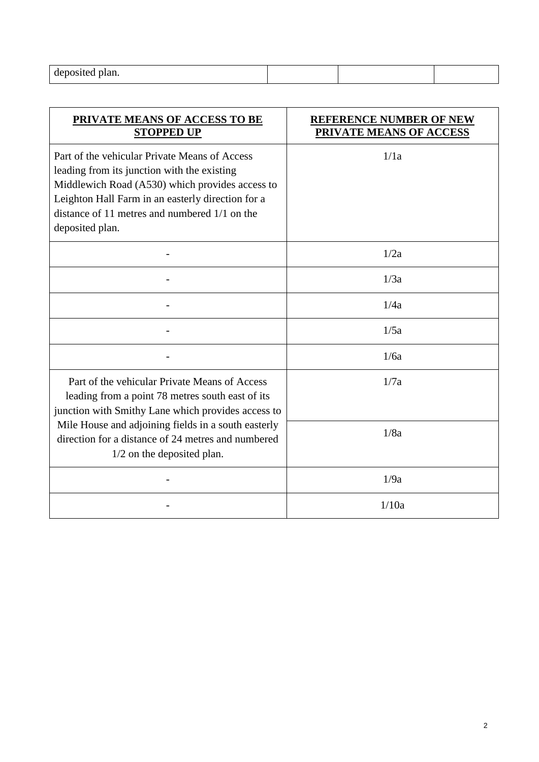| deposited plan. | | | |
|---|---|---|---|

| PRIVATE MEANS OF ACCESS TO BE STOPPED UP | REFERENCE NUMBER OF NEW PRIVATE MEANS OF ACCESS |
|---|---|
| Part of the vehicular Private Means of Access leading from its junction with the existing Middlewich Road (A530) which provides access to Leighton Hall Farm in an easterly direction for a distance of 11 metres and numbered 1/1 on the deposited plan. | 1/1a |
| - | 1/2a |
| - | 1/3a |
| - | 1/4a |
| - | 1/5a |
| - | 1/6a |
| Part of the vehicular Private Means of Access leading from a point 78 metres south east of its junction with Smithy Lane which provides access to Mile House and adjoining fields in a south easterly direction for a distance of 24 metres and numbered 1/2 on the deposited plan. | 1/7a |
| | 1/8a |
| - | 1/9a |
| - | 1/10a |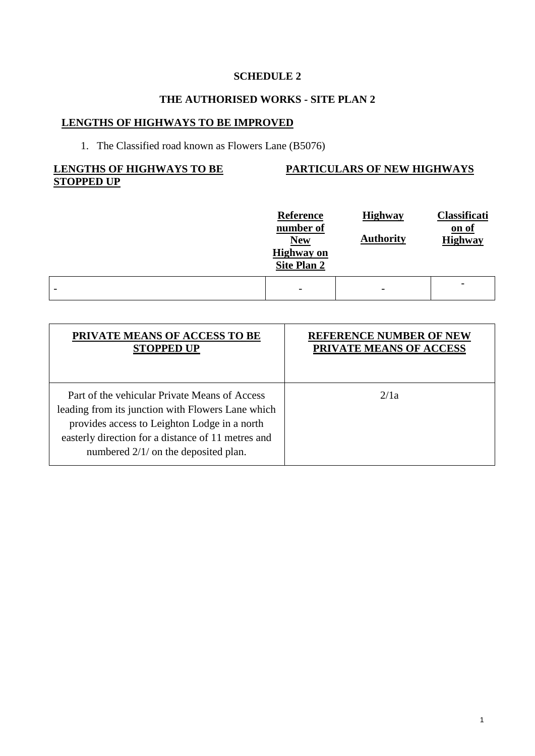**SCHEDULE 2**

**THE AUTHORISED WORKS - SITE PLAN 2**

**LENGTHS OF HIGHWAYS TO BE IMPROVED**

1. The Classified road known as Flowers Lane (B5076)

| **LENGTHS OF HIGHWAYS TO BE STOPPED UP** | **PARTICULARS OF NEW HIGHWAYS** | | |
|---|---|---|---|
| | **Reference number of New Highway on Site Plan 2** | **Highway Authority** | **Classification of Highway** |
| - | - | - | - |

| **PRIVATE MEANS OF ACCESS TO BE STOPPED UP** | **REFERENCE NUMBER OF NEW PRIVATE MEANS OF ACCESS** |
|---|---|
| Part of the vehicular Private Means of Access leading from its junction with Flowers Lane which provides access to Leighton Lodge in a north easterly direction for a distance of 11 metres and numbered 2/1/ on the deposited plan. | 2/1a |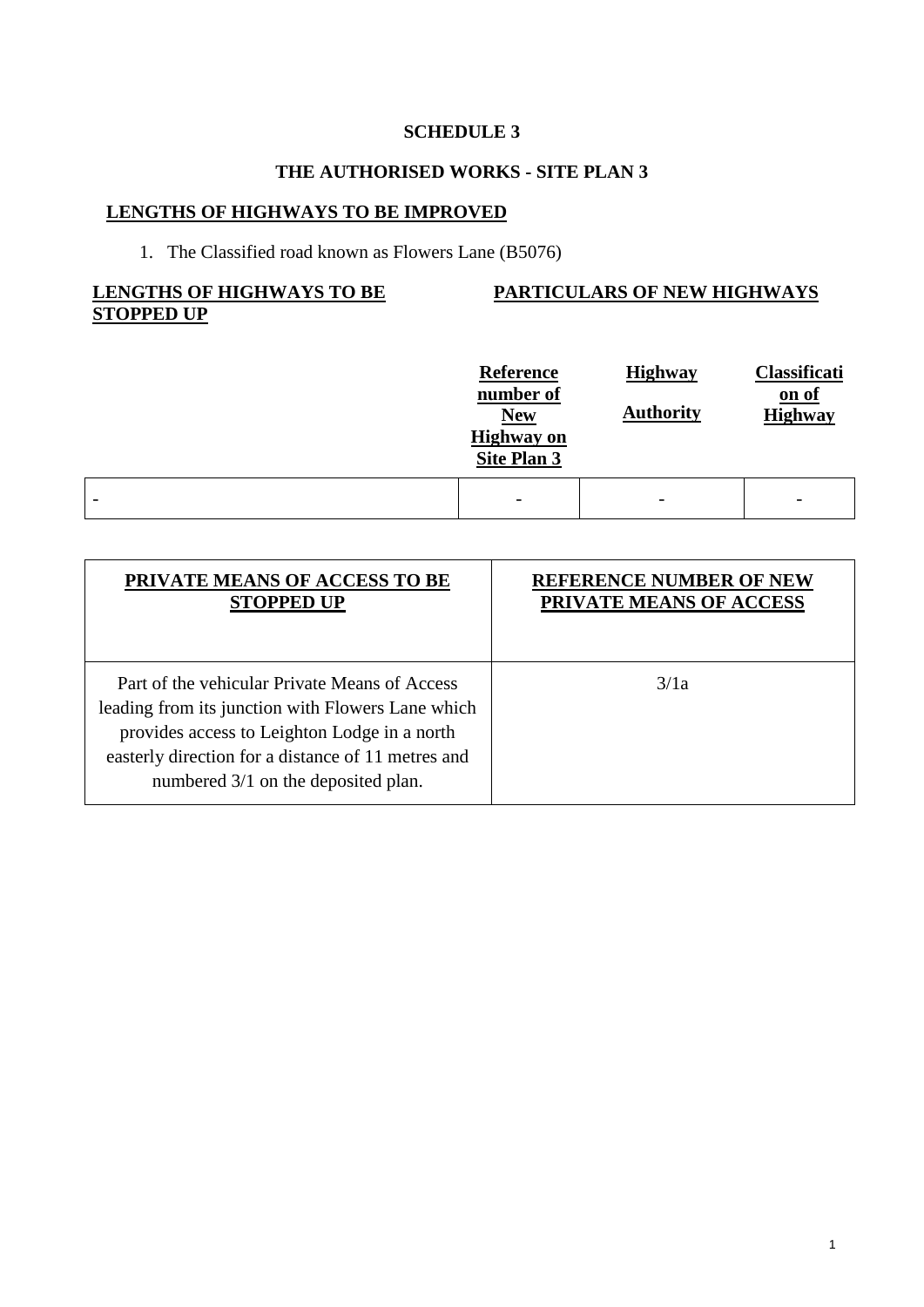**SCHEDULE 3**

**THE AUTHORISED WORKS - SITE PLAN 3**

**LENGTHS OF HIGHWAYS TO BE IMPROVED**

1. The Classified road known as Flowers Lane (B5076)

| **LENGTHS OF HIGHWAYS TO BE STOPPED UP** | **PARTICULARS OF NEW HIGHWAYS** | | |
|---|---|---|---|
| | **Reference number of New Highway on Site Plan 3** | **Highway Authority** | **Classification of Highway** |
| - | - | - | - |

| **PRIVATE MEANS OF ACCESS TO BE STOPPED UP** | **REFERENCE NUMBER OF NEW PRIVATE MEANS OF ACCESS** |
|---|---|
| Part of the vehicular Private Means of Access leading from its junction with Flowers Lane which provides access to Leighton Lodge in a north easterly direction for a distance of 11 metres and numbered 3/1 on the deposited plan. | 3/1a |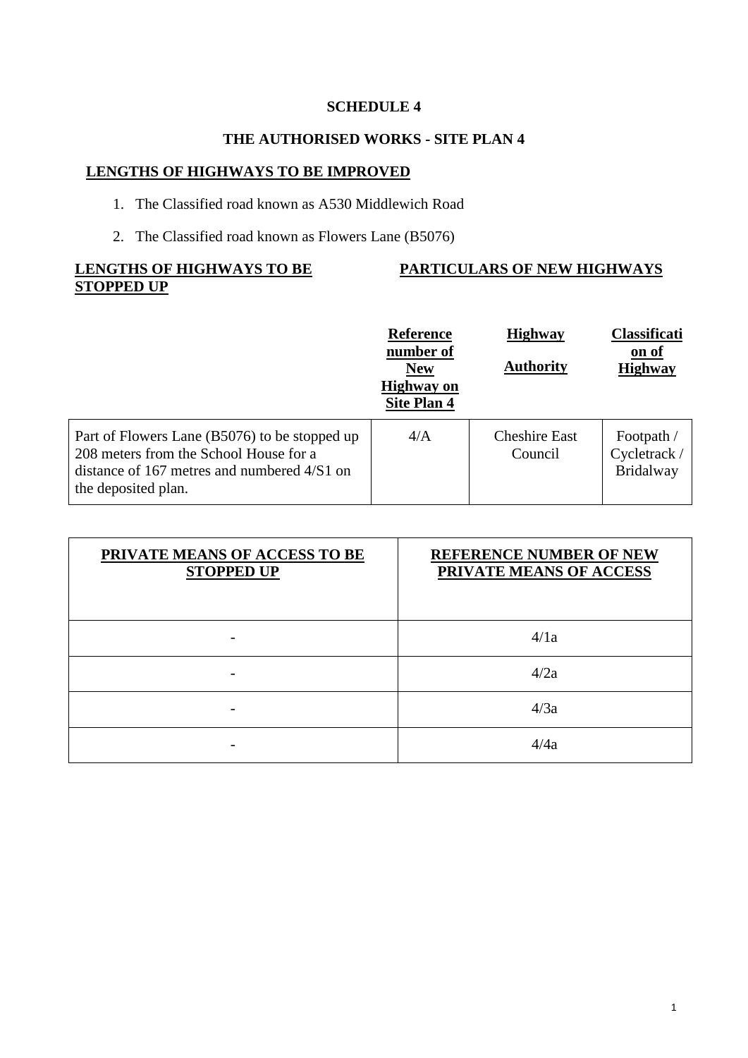**SCHEDULE 4**

**THE AUTHORISED WORKS - SITE PLAN 4**

**LENGTHS OF HIGHWAYS TO BE IMPROVED**

1. The Classified road known as A530 Middlewich Road
2. The Classified road known as Flowers Lane (B5076)

| **LENGTHS OF HIGHWAYS TO BE STOPPED UP** | **PARTICULARS OF NEW HIGHWAYS** | | |
|---|---|---|---|
| | **Reference number of New Highway on Site Plan 4** | **Highway Authority** | **Classification of Highway** |
| Part of Flowers Lane (B5076) to be stopped up 208 meters from the School House for a distance of 167 metres and numbered 4/S1 on the deposited plan. | 4/A | Cheshire East Council | Footpath / Cycletrack / Bridalway |

| **PRIVATE MEANS OF ACCESS TO BE STOPPED UP** | **REFERENCE NUMBER OF NEW PRIVATE MEANS OF ACCESS** |
|---|---|
| - | 4/1a |
| - | 4/2a |
| - | 4/3a |
| - | 4/4a |